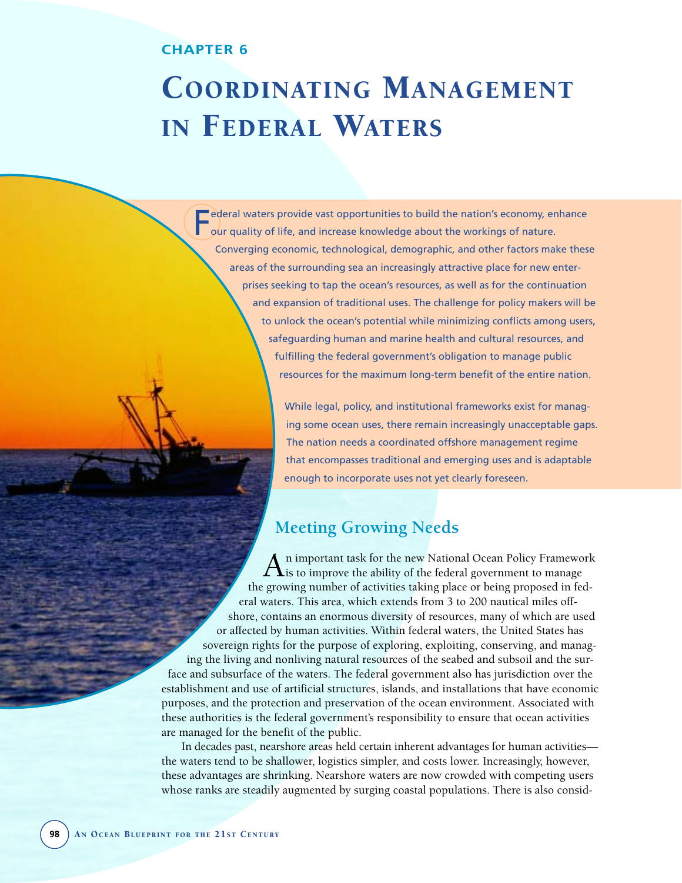CHAPTER 6

# Coordinating Management in Federal Waters

Federal waters provide vast opportunities to build the nation's economy, enhance our quality of life, and increase knowledge about the workings of nature. Converging economic, technological, demographic, and other factors make these areas of the surrounding sea an increasingly attractive place for new enterprises seeking to tap the ocean's resources, as well as for the continuation and expansion of traditional uses. The challenge for policy makers will be to unlock the ocean's potential while minimizing conflicts among users, safeguarding human and marine health and cultural resources, and fulfilling the federal government's obligation to manage public resources for the maximum long-term benefit of the entire nation.

While legal, policy, and institutional frameworks exist for managing some ocean uses, there remain increasingly unacceptable gaps. The nation needs a coordinated offshore management regime that encompasses traditional and emerging uses and is adaptable enough to incorporate uses not yet clearly foreseen.

## Meeting Growing Needs

An important task for the new National Ocean Policy Framework is to improve the ability of the federal government to manage the growing number of activities taking place or being proposed in federal waters. This area, which extends from 3 to 200 nautical miles offshore, contains an enormous diversity of resources, many of which are used or affected by human activities. Within federal waters, the United States has sovereign rights for the purpose of exploring, exploiting, conserving, and managing the living and nonliving natural resources of the seabed and subsoil and the surface and subsurface of the waters. The federal government also has jurisdiction over the establishment and use of artificial structures, islands, and installations that have economic purposes, and the protection and preservation of the ocean environment. Associated with these authorities is the federal government's responsibility to ensure that ocean activities are managed for the benefit of the public.

In decades past, nearshore areas held certain inherent advantages for human activities—the waters tend to be shallower, logistics simpler, and costs lower. Increasingly, however, these advantages are shrinking. Nearshore waters are now crowded with competing users whose ranks are steadily augmented by surging coastal populations. There is also consid-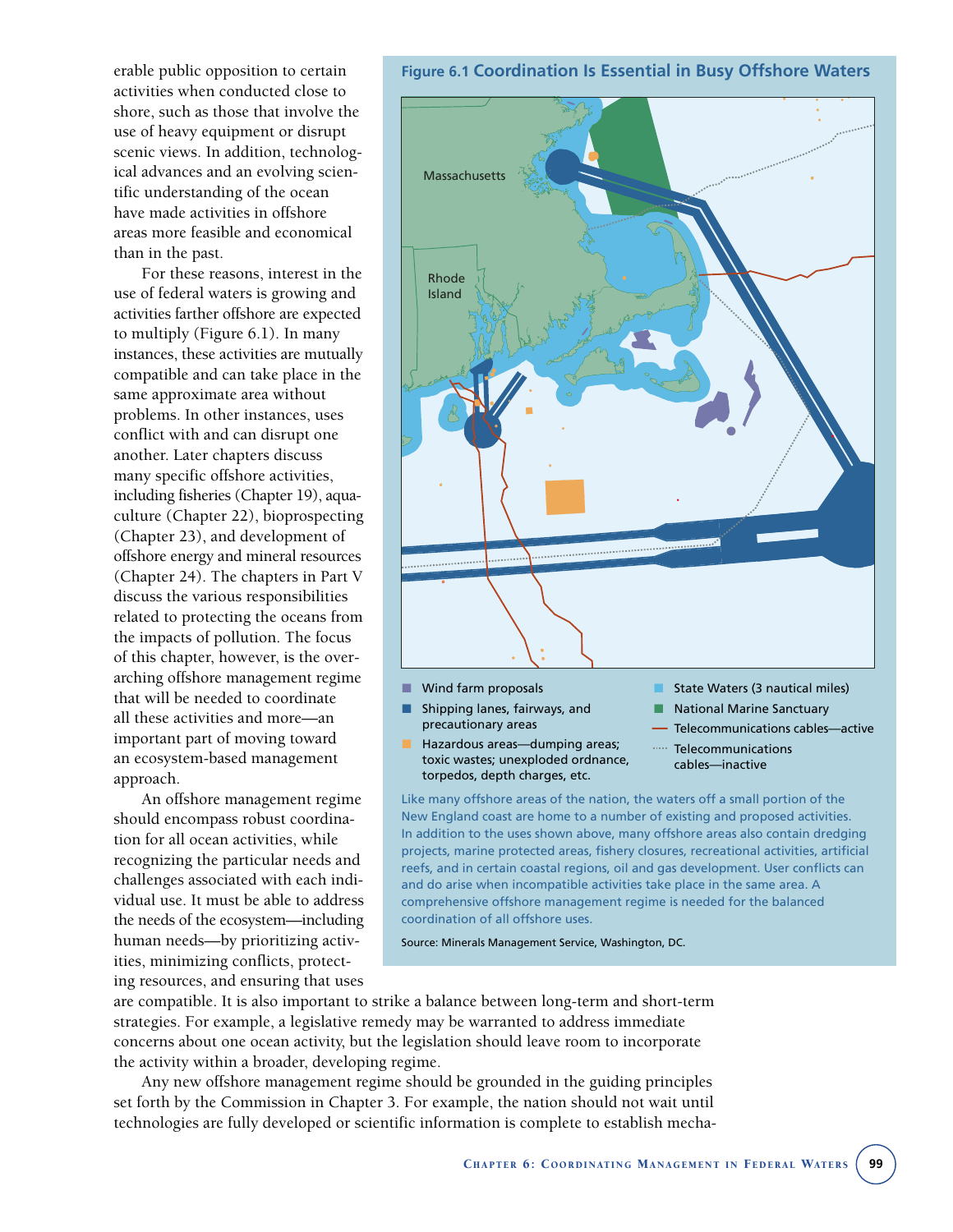erable public opposition to certain activities when conducted close to shore, such as those that involve the use of heavy equipment or disrupt scenic views. In addition, technological advances and an evolving scientific understanding of the ocean have made activities in offshore areas more feasible and economical than in the past.

For these reasons, interest in the use of federal waters is growing and activities farther offshore are expected to multiply (Figure 6.1). In many instances, these activities are mutually compatible and can take place in the same approximate area without problems. In other instances, uses conflict with and can disrupt one another. Later chapters discuss many specific offshore activities, including fisheries (Chapter 19), aquaculture (Chapter 22), bioprospecting (Chapter 23), and development of offshore energy and mineral resources (Chapter 24). The chapters in Part V discuss the various responsibilities related to protecting the oceans from the impacts of pollution. The focus of this chapter, however, is the overarching offshore management regime that will be needed to coordinate all these activities and more—an important part of moving toward an ecosystem-based management approach.

An offshore management regime should encompass robust coordination for all ocean activities, while recognizing the particular needs and challenges associated with each individual use. It must be able to address the needs of the ecosystem—including human needs—by prioritizing activities, minimizing conflicts, protecting resources, and ensuring that uses are compatible. It is also important to strike a balance between long-term and short-term strategies. For example, a legislative remedy may be warranted to address immediate concerns about one ocean activity, but the legislation should leave room to incorporate the activity within a broader, developing regime.

Any new offshore management regime should be grounded in the guiding principles set forth by the Commission in Chapter 3. For example, the nation should not wait until technologies are fully developed or scientific information is complete to establish mecha-

**Figure 6.1 Coordination Is Essential in Busy Offshore Waters**

Massachusetts

Rhode Island

- Wind farm proposals
- Shipping lanes, fairways, and precautionary areas
- Hazardous areas—dumping areas; toxic wastes; unexploded ordnance, torpedos, depth charges, etc.
- State Waters (3 nautical miles)
- National Marine Sanctuary
- Telecommunications cables—active
- Telecommunications cables—inactive

Like many offshore areas of the nation, the waters off a small portion of the New England coast are home to a number of existing and proposed activities. In addition to the uses shown above, many offshore areas also contain dredging projects, marine protected areas, fishery closures, recreational activities, artificial reefs, and in certain coastal regions, oil and gas development. User conflicts can and do arise when incompatible activities take place in the same area. A comprehensive offshore management regime is needed for the balanced coordination of all offshore uses.

Source: Minerals Management Service, Washington, DC.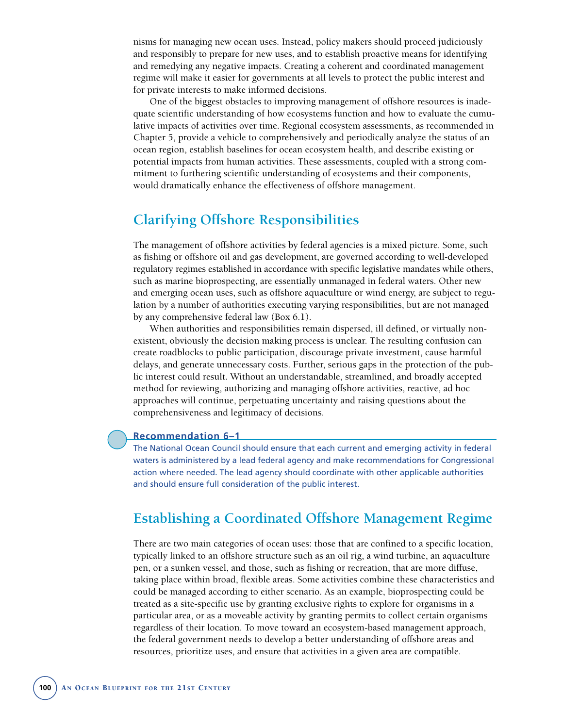nisms for managing new ocean uses. Instead, policy makers should proceed judiciously and responsibly to prepare for new uses, and to establish proactive means for identifying and remedying any negative impacts. Creating a coherent and coordinated management regime will make it easier for governments at all levels to protect the public interest and for private interests to make informed decisions.

One of the biggest obstacles to improving management of offshore resources is inadequate scientific understanding of how ecosystems function and how to evaluate the cumulative impacts of activities over time. Regional ecosystem assessments, as recommended in Chapter 5, provide a vehicle to comprehensively and periodically analyze the status of an ocean region, establish baselines for ocean ecosystem health, and describe existing or potential impacts from human activities. These assessments, coupled with a strong commitment to furthering scientific understanding of ecosystems and their components, would dramatically enhance the effectiveness of offshore management.

## Clarifying Offshore Responsibilities

The management of offshore activities by federal agencies is a mixed picture. Some, such as fishing or offshore oil and gas development, are governed according to well-developed regulatory regimes established in accordance with specific legislative mandates while others, such as marine bioprospecting, are essentially unmanaged in federal waters. Other new and emerging ocean uses, such as offshore aquaculture or wind energy, are subject to regulation by a number of authorities executing varying responsibilities, but are not managed by any comprehensive federal law (Box 6.1).

When authorities and responsibilities remain dispersed, ill defined, or virtually nonexistent, obviously the decision making process is unclear. The resulting confusion can create roadblocks to public participation, discourage private investment, cause harmful delays, and generate unnecessary costs. Further, serious gaps in the protection of the public interest could result. Without an understandable, streamlined, and broadly accepted method for reviewing, authorizing and managing offshore activities, reactive, ad hoc approaches will continue, perpetuating uncertainty and raising questions about the comprehensiveness and legitimacy of decisions.

**Recommendation 6–1**

The National Ocean Council should ensure that each current and emerging activity in federal waters is administered by a lead federal agency and make recommendations for Congressional action where needed. The lead agency should coordinate with other applicable authorities and should ensure full consideration of the public interest.

## Establishing a Coordinated Offshore Management Regime

There are two main categories of ocean uses: those that are confined to a specific location, typically linked to an offshore structure such as an oil rig, a wind turbine, an aquaculture pen, or a sunken vessel, and those, such as fishing or recreation, that are more diffuse, taking place within broad, flexible areas. Some activities combine these characteristics and could be managed according to either scenario. As an example, bioprospecting could be treated as a site-specific use by granting exclusive rights to explore for organisms in a particular area, or as a moveable activity by granting permits to collect certain organisms regardless of their location. To move toward an ecosystem-based management approach, the federal government needs to develop a better understanding of offshore areas and resources, prioritize uses, and ensure that activities in a given area are compatible.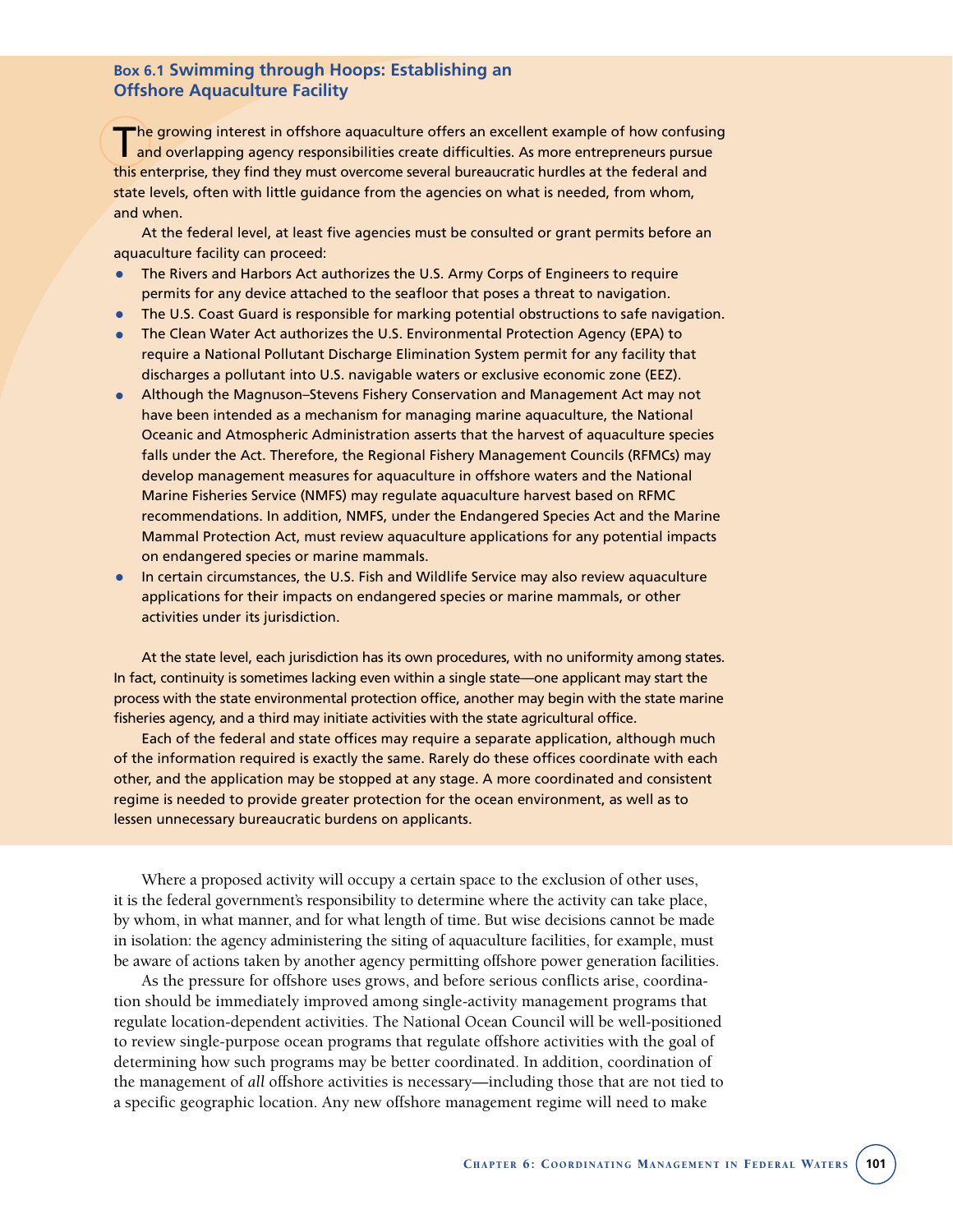### Box 6.1 Swimming through Hoops: Establishing an Offshore Aquaculture Facility

The growing interest in offshore aquaculture offers an excellent example of how confusing and overlapping agency responsibilities create difficulties. As more entrepreneurs pursue this enterprise, they find they must overcome several bureaucratic hurdles at the federal and state levels, often with little guidance from the agencies on what is needed, from whom, and when.

At the federal level, at least five agencies must be consulted or grant permits before an aquaculture facility can proceed:

- The Rivers and Harbors Act authorizes the U.S. Army Corps of Engineers to require permits for any device attached to the seafloor that poses a threat to navigation.
- The U.S. Coast Guard is responsible for marking potential obstructions to safe navigation.
- The Clean Water Act authorizes the U.S. Environmental Protection Agency (EPA) to require a National Pollutant Discharge Elimination System permit for any facility that discharges a pollutant into U.S. navigable waters or exclusive economic zone (EEZ).
- Although the Magnuson–Stevens Fishery Conservation and Management Act may not have been intended as a mechanism for managing marine aquaculture, the National Oceanic and Atmospheric Administration asserts that the harvest of aquaculture species falls under the Act. Therefore, the Regional Fishery Management Councils (RFMCs) may develop management measures for aquaculture in offshore waters and the National Marine Fisheries Service (NMFS) may regulate aquaculture harvest based on RFMC recommendations. In addition, NMFS, under the Endangered Species Act and the Marine Mammal Protection Act, must review aquaculture applications for any potential impacts on endangered species or marine mammals.
- In certain circumstances, the U.S. Fish and Wildlife Service may also review aquaculture applications for their impacts on endangered species or marine mammals, or other activities under its jurisdiction.

At the state level, each jurisdiction has its own procedures, with no uniformity among states. In fact, continuity is sometimes lacking even within a single state—one applicant may start the process with the state environmental protection office, another may begin with the state marine fisheries agency, and a third may initiate activities with the state agricultural office.

Each of the federal and state offices may require a separate application, although much of the information required is exactly the same. Rarely do these offices coordinate with each other, and the application may be stopped at any stage. A more coordinated and consistent regime is needed to provide greater protection for the ocean environment, as well as to lessen unnecessary bureaucratic burdens on applicants.

---

Where a proposed activity will occupy a certain space to the exclusion of other uses, it is the federal government's responsibility to determine where the activity can take place, by whom, in what manner, and for what length of time. But wise decisions cannot be made in isolation: the agency administering the siting of aquaculture facilities, for example, must be aware of actions taken by another agency permitting offshore power generation facilities.

As the pressure for offshore uses grows, and before serious conflicts arise, coordination should be immediately improved among single-activity management programs that regulate location-dependent activities. The National Ocean Council will be well-positioned to review single-purpose ocean programs that regulate offshore activities with the goal of determining how such programs may be better coordinated. In addition, coordination of the management of *all* offshore activities is necessary—including those that are not tied to a specific geographic location. Any new offshore management regime will need to make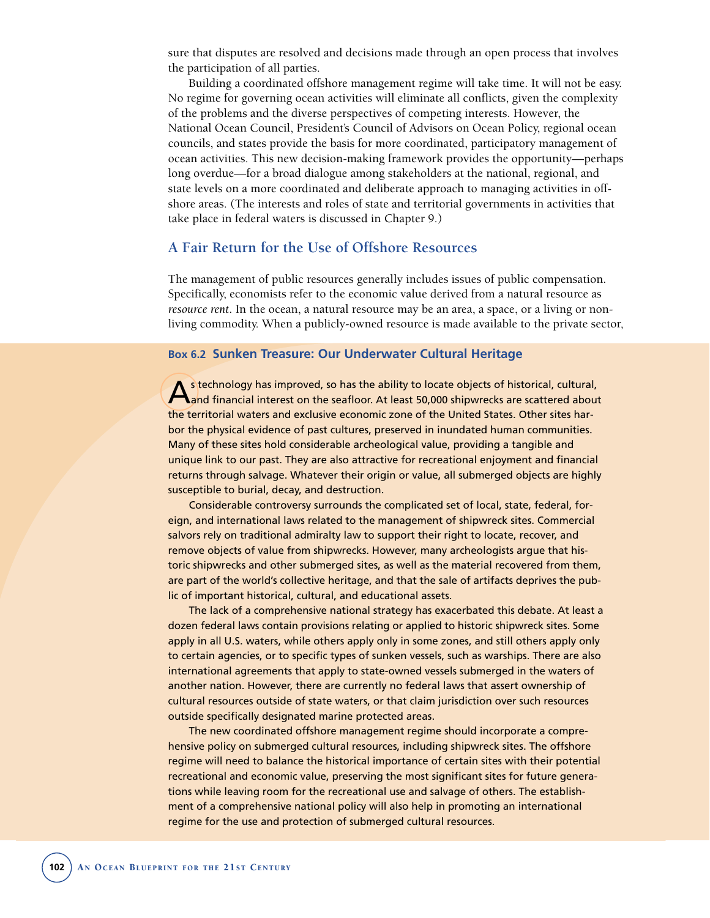sure that disputes are resolved and decisions made through an open process that involves the participation of all parties.

Building a coordinated offshore management regime will take time. It will not be easy. No regime for governing ocean activities will eliminate all conflicts, given the complexity of the problems and the diverse perspectives of competing interests. However, the National Ocean Council, President's Council of Advisors on Ocean Policy, regional ocean councils, and states provide the basis for more coordinated, participatory management of ocean activities. This new decision-making framework provides the opportunity—perhaps long overdue—for a broad dialogue among stakeholders at the national, regional, and state levels on a more coordinated and deliberate approach to managing activities in offshore areas. (The interests and roles of state and territorial governments in activities that take place in federal waters is discussed in Chapter 9.)

## A Fair Return for the Use of Offshore Resources

The management of public resources generally includes issues of public compensation. Specifically, economists refer to the economic value derived from a natural resource as *resource rent*. In the ocean, a natural resource may be an area, a space, or a living or nonliving commodity. When a publicly-owned resource is made available to the private sector,

### Box 6.2 Sunken Treasure: Our Underwater Cultural Heritage

As technology has improved, so has the ability to locate objects of historical, cultural, and financial interest on the seafloor. At least 50,000 shipwrecks are scattered about the territorial waters and exclusive economic zone of the United States. Other sites harbor the physical evidence of past cultures, preserved in inundated human communities. Many of these sites hold considerable archeological value, providing a tangible and unique link to our past. They are also attractive for recreational enjoyment and financial returns through salvage. Whatever their origin or value, all submerged objects are highly susceptible to burial, decay, and destruction.

Considerable controversy surrounds the complicated set of local, state, federal, foreign, and international laws related to the management of shipwreck sites. Commercial salvors rely on traditional admiralty law to support their right to locate, recover, and remove objects of value from shipwrecks. However, many archeologists argue that historic shipwrecks and other submerged sites, as well as the material recovered from them, are part of the world's collective heritage, and that the sale of artifacts deprives the public of important historical, cultural, and educational assets.

The lack of a comprehensive national strategy has exacerbated this debate. At least a dozen federal laws contain provisions relating or applied to historic shipwreck sites. Some apply in all U.S. waters, while others apply only in some zones, and still others apply only to certain agencies, or to specific types of sunken vessels, such as warships. There are also international agreements that apply to state-owned vessels submerged in the waters of another nation. However, there are currently no federal laws that assert ownership of cultural resources outside of state waters, or that claim jurisdiction over such resources outside specifically designated marine protected areas.

The new coordinated offshore management regime should incorporate a comprehensive policy on submerged cultural resources, including shipwreck sites. The offshore regime will need to balance the historical importance of certain sites with their potential recreational and economic value, preserving the most significant sites for future generations while leaving room for the recreational use and salvage of others. The establishment of a comprehensive national policy will also help in promoting an international regime for the use and protection of submerged cultural resources.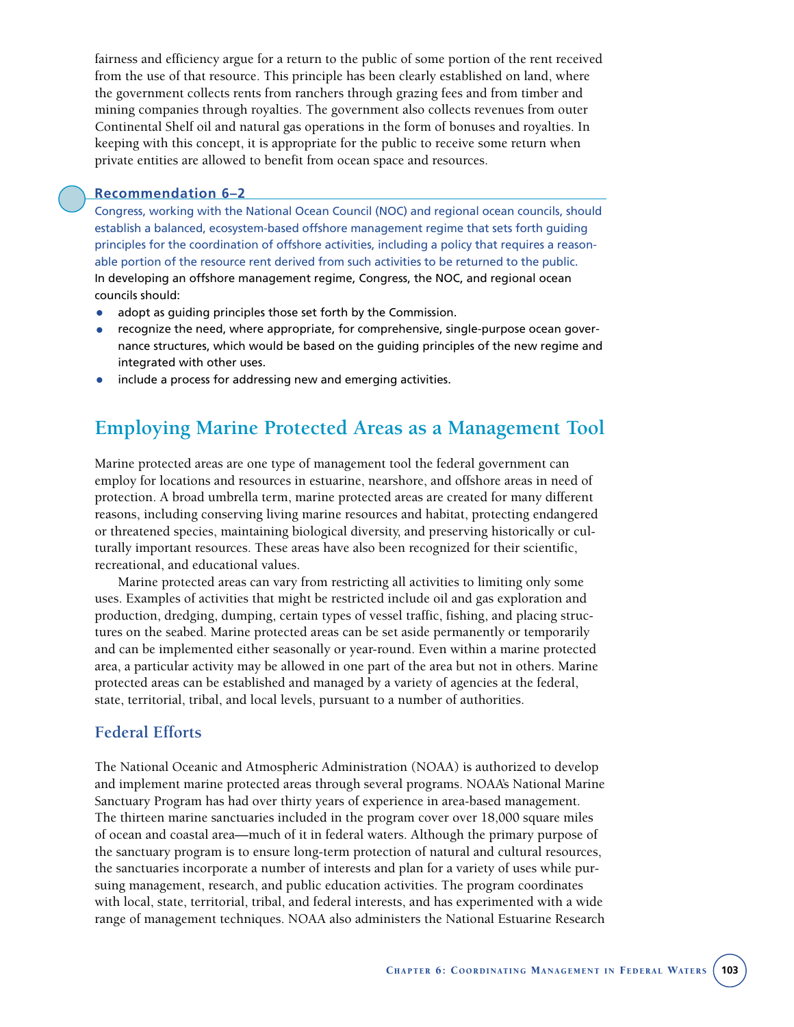fairness and efficiency argue for a return to the public of some portion of the rent received from the use of that resource. This principle has been clearly established on land, where the government collects rents from ranchers through grazing fees and from timber and mining companies through royalties. The government also collects revenues from outer Continental Shelf oil and natural gas operations in the form of bonuses and royalties. In keeping with this concept, it is appropriate for the public to receive some return when private entities are allowed to benefit from ocean space and resources.

### Recommendation 6–2

**Congress, working with the National Ocean Council (NOC) and regional ocean councils, should establish a balanced, ecosystem-based offshore management regime that sets forth guiding principles for the coordination of offshore activities, including a policy that requires a reasonable portion of the resource rent derived from such activities to be returned to the public.**

In developing an offshore management regime, Congress, the NOC, and regional ocean councils should:

- adopt as guiding principles those set forth by the Commission.
- recognize the need, where appropriate, for comprehensive, single-purpose ocean governance structures, which would be based on the guiding principles of the new regime and integrated with other uses.
- include a process for addressing new and emerging activities.

## Employing Marine Protected Areas as a Management Tool

Marine protected areas are one type of management tool the federal government can employ for locations and resources in estuarine, nearshore, and offshore areas in need of protection. A broad umbrella term, marine protected areas are created for many different reasons, including conserving living marine resources and habitat, protecting endangered or threatened species, maintaining biological diversity, and preserving historically or culturally important resources. These areas have also been recognized for their scientific, recreational, and educational values.

Marine protected areas can vary from restricting all activities to limiting only some uses. Examples of activities that might be restricted include oil and gas exploration and production, dredging, dumping, certain types of vessel traffic, fishing, and placing structures on the seabed. Marine protected areas can be set aside permanently or temporarily and can be implemented either seasonally or year-round. Even within a marine protected area, a particular activity may be allowed in one part of the area but not in others. Marine protected areas can be established and managed by a variety of agencies at the federal, state, territorial, tribal, and local levels, pursuant to a number of authorities.

### Federal Efforts

The National Oceanic and Atmospheric Administration (NOAA) is authorized to develop and implement marine protected areas through several programs. NOAA's National Marine Sanctuary Program has had over thirty years of experience in area-based management. The thirteen marine sanctuaries included in the program cover over 18,000 square miles of ocean and coastal area—much of it in federal waters. Although the primary purpose of the sanctuary program is to ensure long-term protection of natural and cultural resources, the sanctuaries incorporate a number of interests and plan for a variety of uses while pursuing management, research, and public education activities. The program coordinates with local, state, territorial, tribal, and federal interests, and has experimented with a wide range of management techniques. NOAA also administers the National Estuarine Research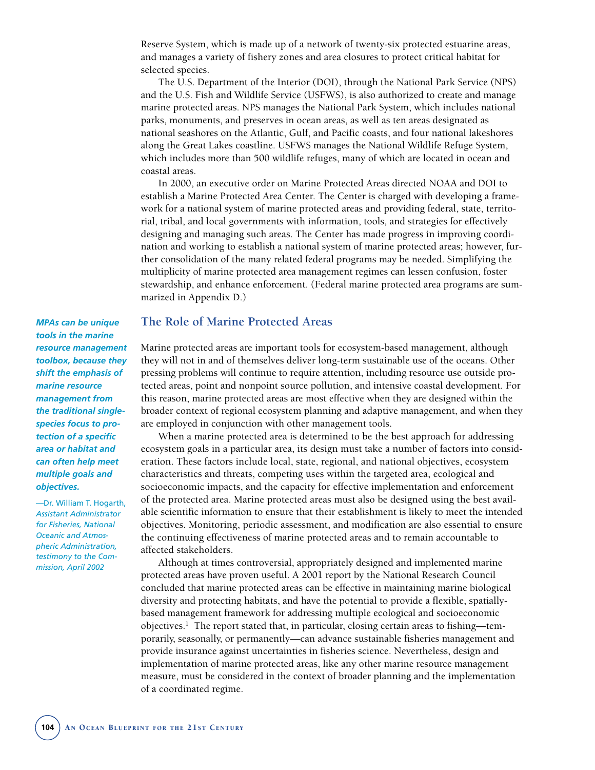Reserve System, which is made up of a network of twenty-six protected estuarine areas, and manages a variety of fishery zones and area closures to protect critical habitat for selected species.

The U.S. Department of the Interior (DOI), through the National Park Service (NPS) and the U.S. Fish and Wildlife Service (USFWS), is also authorized to create and manage marine protected areas. NPS manages the National Park System, which includes national parks, monuments, and preserves in ocean areas, as well as ten areas designated as national seashores on the Atlantic, Gulf, and Pacific coasts, and four national lakeshores along the Great Lakes coastline. USFWS manages the National Wildlife Refuge System, which includes more than 500 wildlife refuges, many of which are located in ocean and coastal areas.

In 2000, an executive order on Marine Protected Areas directed NOAA and DOI to establish a Marine Protected Area Center. The Center is charged with developing a framework for a national system of marine protected areas and providing federal, state, territorial, tribal, and local governments with information, tools, and strategies for effectively designing and managing such areas. The Center has made progress in improving coordination and working to establish a national system of marine protected areas; however, further consolidation of the many related federal programs may be needed. Simplifying the multiplicity of marine protected area management regimes can lessen confusion, foster stewardship, and enhance enforcement. (Federal marine protected area programs are summarized in Appendix D.)

## The Role of Marine Protected Areas

> ***MPAs can be unique tools in the marine resource management toolbox, because they shift the emphasis of marine resource management from the traditional single-species focus to protection of a specific area or habitat and can often help meet multiple goals and objectives.***
>
> —Dr. William T. Hogarth, *Assistant Administrator for Fisheries, National Oceanic and Atmospheric Administration, testimony to the Commission, April 2002*

Marine protected areas are important tools for ecosystem-based management, although they will not in and of themselves deliver long-term sustainable use of the oceans. Other pressing problems will continue to require attention, including resource use outside protected areas, point and nonpoint source pollution, and intensive coastal development. For this reason, marine protected areas are most effective when they are designed within the broader context of regional ecosystem planning and adaptive management, and when they are employed in conjunction with other management tools.

When a marine protected area is determined to be the best approach for addressing ecosystem goals in a particular area, its design must take a number of factors into consideration. These factors include local, state, regional, and national objectives, ecosystem characteristics and threats, competing uses within the targeted area, ecological and socioeconomic impacts, and the capacity for effective implementation and enforcement of the protected area. Marine protected areas must also be designed using the best available scientific information to ensure that their establishment is likely to meet the intended objectives. Monitoring, periodic assessment, and modification are also essential to ensure the continuing effectiveness of marine protected areas and to remain accountable to affected stakeholders.

Although at times controversial, appropriately designed and implemented marine protected areas have proven useful. A 2001 report by the National Research Council concluded that marine protected areas can be effective in maintaining marine biological diversity and protecting habitats, and have the potential to provide a flexible, spatially-based management framework for addressing multiple ecological and socioeconomic objectives.[1] The report stated that, in particular, closing certain areas to fishing—temporarily, seasonally, or permanently—can advance sustainable fisheries management and provide insurance against uncertainties in fisheries science. Nevertheless, design and implementation of marine protected areas, like any other marine resource management measure, must be considered in the context of broader planning and the implementation of a coordinated regime.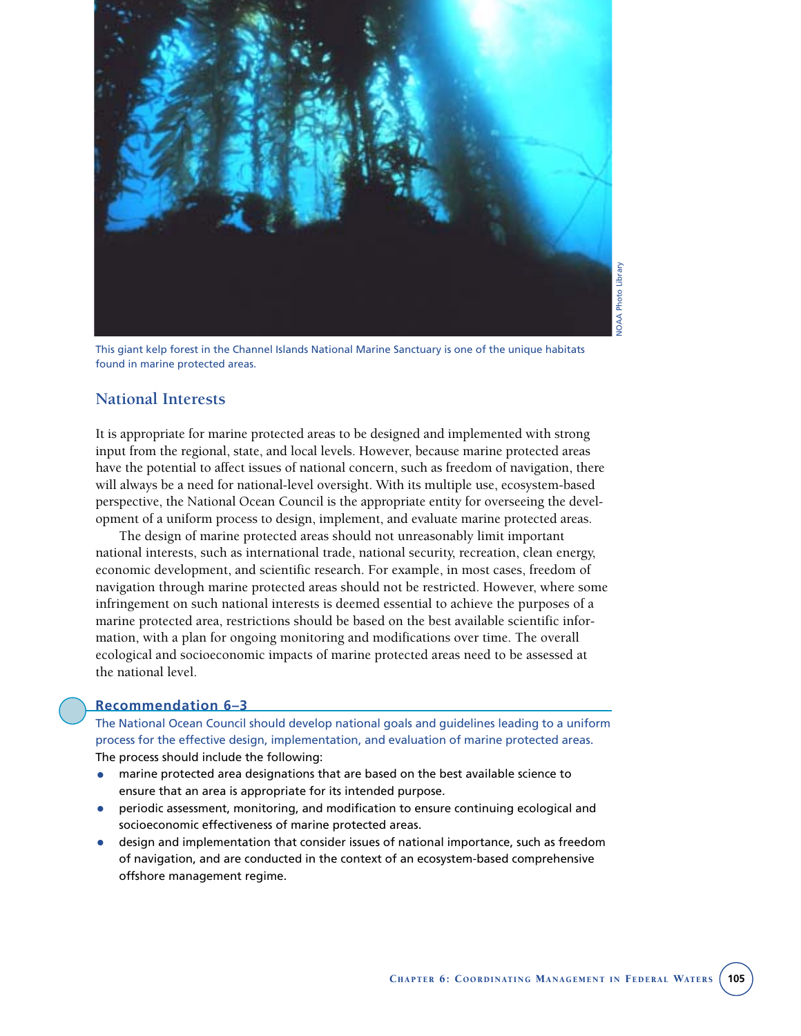This giant kelp forest in the Channel Islands National Marine Sanctuary is one of the unique habitats found in marine protected areas.

## National Interests

It is appropriate for marine protected areas to be designed and implemented with strong input from the regional, state, and local levels. However, because marine protected areas have the potential to affect issues of national concern, such as freedom of navigation, there will always be a need for national-level oversight. With its multiple use, ecosystem-based perspective, the National Ocean Council is the appropriate entity for overseeing the development of a uniform process to design, implement, and evaluate marine protected areas.

The design of marine protected areas should not unreasonably limit important national interests, such as international trade, national security, recreation, clean energy, economic development, and scientific research. For example, in most cases, freedom of navigation through marine protected areas should not be restricted. However, where some infringement on such national interests is deemed essential to achieve the purposes of a marine protected area, restrictions should be based on the best available scientific information, with a plan for ongoing monitoring and modifications over time. The overall ecological and socioeconomic impacts of marine protected areas need to be assessed at the national level.

### Recommendation 6–3

The National Ocean Council should develop national goals and guidelines leading to a uniform process for the effective design, implementation, and evaluation of marine protected areas.

The process should include the following:

- marine protected area designations that are based on the best available science to ensure that an area is appropriate for its intended purpose.
- periodic assessment, monitoring, and modification to ensure continuing ecological and socioeconomic effectiveness of marine protected areas.
- design and implementation that consider issues of national importance, such as freedom of navigation, and are conducted in the context of an ecosystem-based comprehensive offshore management regime.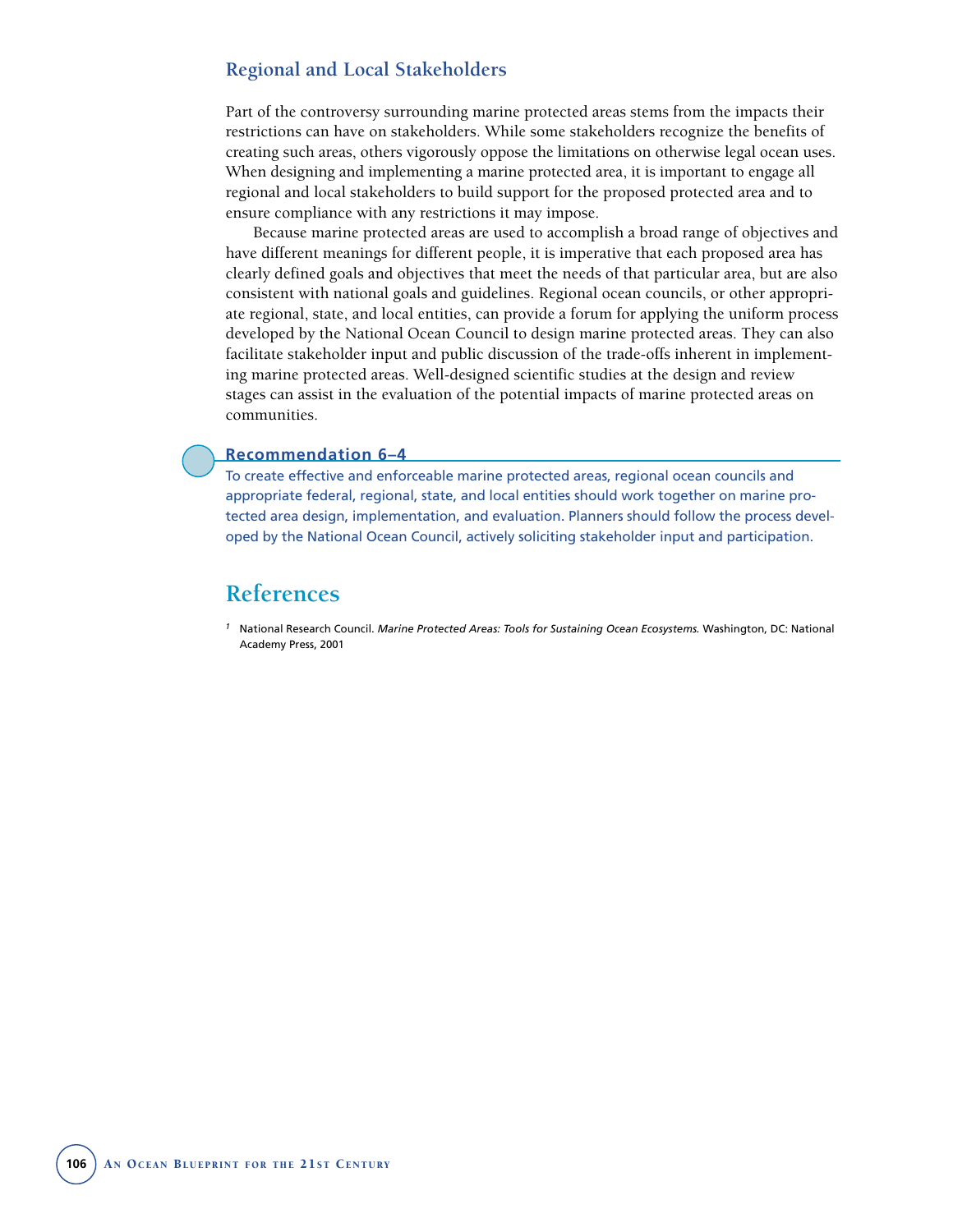### Regional and Local Stakeholders

Part of the controversy surrounding marine protected areas stems from the impacts their restrictions can have on stakeholders. While some stakeholders recognize the benefits of creating such areas, others vigorously oppose the limitations on otherwise legal ocean uses. When designing and implementing a marine protected area, it is important to engage all regional and local stakeholders to build support for the proposed protected area and to ensure compliance with any restrictions it may impose.

Because marine protected areas are used to accomplish a broad range of objectives and have different meanings for different people, it is imperative that each proposed area has clearly defined goals and objectives that meet the needs of that particular area, but are also consistent with national goals and guidelines. Regional ocean councils, or other appropriate regional, state, and local entities, can provide a forum for applying the uniform process developed by the National Ocean Council to design marine protected areas. They can also facilitate stakeholder input and public discussion of the trade-offs inherent in implementing marine protected areas. Well-designed scientific studies at the design and review stages can assist in the evaluation of the potential impacts of marine protected areas on communities.

**Recommendation 6–4**

To create effective and enforceable marine protected areas, regional ocean councils and appropriate federal, regional, state, and local entities should work together on marine protected area design, implementation, and evaluation. Planners should follow the process developed by the National Ocean Council, actively soliciting stakeholder input and participation.

## References

[1] National Research Council. *Marine Protected Areas: Tools for Sustaining Ocean Ecosystems.* Washington, DC: National Academy Press, 2001